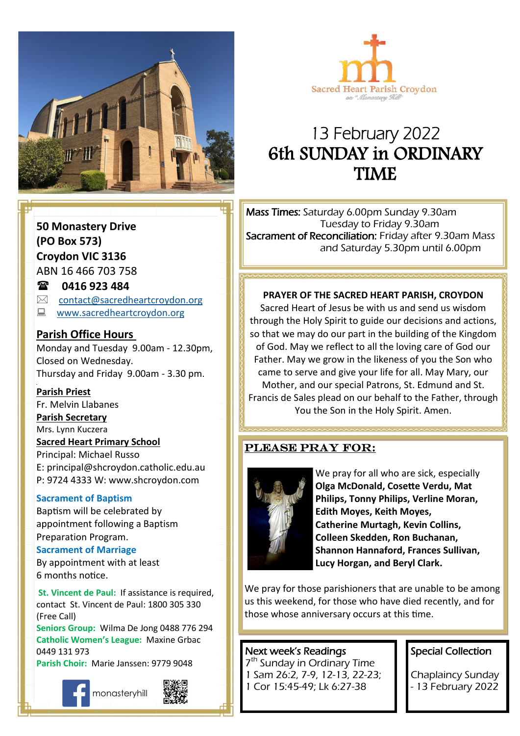Sacred Heart Parish Croydon

on "Monastery Hill"

# 13 February 2022
# 6th SUNDAY in ORDINARY TIME

**50 Monastery Drive**
**(PO Box 573)**
**Croydon VIC 3136**
ABN 16 466 703 758

☎ **0416 923 484**

✉ contact@sacredheartcroydon.org

www.sacredheartcroydon.org

## Parish Office Hours

Monday and Tuesday 9.00am - 12.30pm,
Closed on Wednesday.
Thursday and Friday 9.00am - 3.30 pm.

**Parish Priest**
Fr. Melvin Llabanes

**Parish Secretary**
Mrs. Lynn Kuczera

**Sacred Heart Primary School**
Principal: Michael Russo
E: principal@shcroydon.catholic.edu.au
P: 9724 4333 W: www.shcroydon.com

**Sacrament of Baptism**
Baptism will be celebrated by appointment following a Baptism Preparation Program.

**Sacrament of Marriage**
By appointment with at least 6 months notice.

**St. Vincent de Paul:** If assistance is required, contact St. Vincent de Paul: 1800 305 330 (Free Call)
**Seniors Group:** Wilma De Jong 0488 776 294
**Catholic Women's League:** Maxine Grbac 0449 131 973
**Parish Choir:** Marie Janssen: 9779 9048

monasteryhill

Mass Times: Saturday 6.00pm Sunday 9.30am
Tuesday to Friday 9.30am
Sacrament of Reconciliation: Friday after 9.30am Mass and Saturday 5.30pm until 6.00pm

**PRAYER OF THE SACRED HEART PARISH, CROYDON**

Sacred Heart of Jesus be with us and send us wisdom through the Holy Spirit to guide our decisions and actions, so that we may do our part in the building of the Kingdom of God. May we reflect to all the loving care of God our Father. May we grow in the likeness of you the Son who came to serve and give your life for all. May Mary, our Mother, and our special Patrons, St. Edmund and St. Francis de Sales plead on our behalf to the Father, through You the Son in the Holy Spirit. Amen.

## PLEASE PRAY FOR:

We pray for all who are sick, especially **Olga McDonald, Cosette Verdu, Mat Philips, Tonny Philips, Verline Moran, Edith Moyes, Keith Moyes, Catherine Murtagh, Kevin Collins, Colleen Skedden, Ron Buchanan, Shannon Hannaford, Frances Sullivan, Lucy Horgan, and Beryl Clark.**

We pray for those parishioners that are unable to be among us this weekend, for those who have died recently, and for those whose anniversary occurs at this time.

**Next week's Readings**
7th Sunday in Ordinary Time
1 Sam 26:2, 7-9, 12-13, 22-23;
1 Cor 15:45-49; Lk 6:27-38

**Special Collection**
Chaplaincy Sunday - 13 February 2022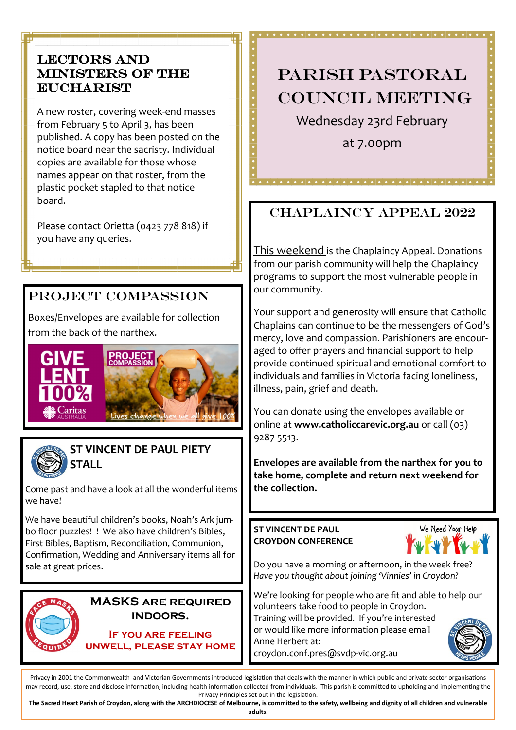## LECTORS AND MINISTERS OF THE EUCHARIST

A new roster, covering week-end masses from February 5 to April 3, has been published. A copy has been posted on the notice board near the sacristy. Individual copies are available for those whose names appear on that roster, from the plastic pocket stapled to that notice board.

Please contact Orietta (0423 778 818) if you have any queries.

## PROJECT COMPASSION

Boxes/Envelopes are available for collection from the back of the narthex.

GIVE LENT 100%
PROJECT COMPASSION
Caritas AUSTRALIA
Lives change when we all give 100%

## ST VINCENT DE PAUL PIETY STALL

Come past and have a look at all the wonderful items we have!

We have beautiful children's books, Noah's Ark jumbo floor puzzles! ! We also have children's Bibles, First Bibles, Baptism, Reconciliation, Communion, Confirmation, Wedding and Anniversary items all for sale at great prices.

## MASKS ARE REQUIRED INDOORS.

**IF YOU ARE FEELING UNWELL, PLEASE STAY HOME**

## PARISH PASTORAL COUNCIL MEETING

Wednesday 23rd February

at 7.00pm

## CHAPLAINCY APPEAL 2022

This weekend is the Chaplaincy Appeal. Donations from our parish community will help the Chaplaincy programs to support the most vulnerable people in our community.

Your support and generosity will ensure that Catholic Chaplains can continue to be the messengers of God's mercy, love and compassion. Parishioners are encouraged to offer prayers and financial support to help provide continued spiritual and emotional comfort to individuals and families in Victoria facing loneliness, illness, pain, grief and death.

You can donate using the envelopes available or online at **www.catholiccarevic.org.au** or call (03) 9287 5513.

**Envelopes are available from the narthex for you to take home, complete and return next weekend for the collection.**

## ST VINCENT DE PAUL CROYDON CONFERENCE

We Need Your Help

Do you have a morning or afternoon, in the week free? *Have you thought about joining 'Vinnies' in Croydon?*

We're looking for people who are fit and able to help our volunteers take food to people in Croydon. Training will be provided. If you're interested or would like more information please email Anne Herbert at: croydon.conf.pres@svdp-vic.org.au

---

Privacy in 2001 the Commonwealth and Victorian Governments introduced legislation that deals with the manner in which public and private sector organisations may record, use, store and disclose information, including health information collected from individuals. This parish is committed to upholding and implementing the Privacy Principles set out in the legislation.

**The Sacred Heart Parish of Croydon, along with the ARCHDIOCESE of Melbourne, is committed to the safety, wellbeing and dignity of all children and vulnerable adults.**